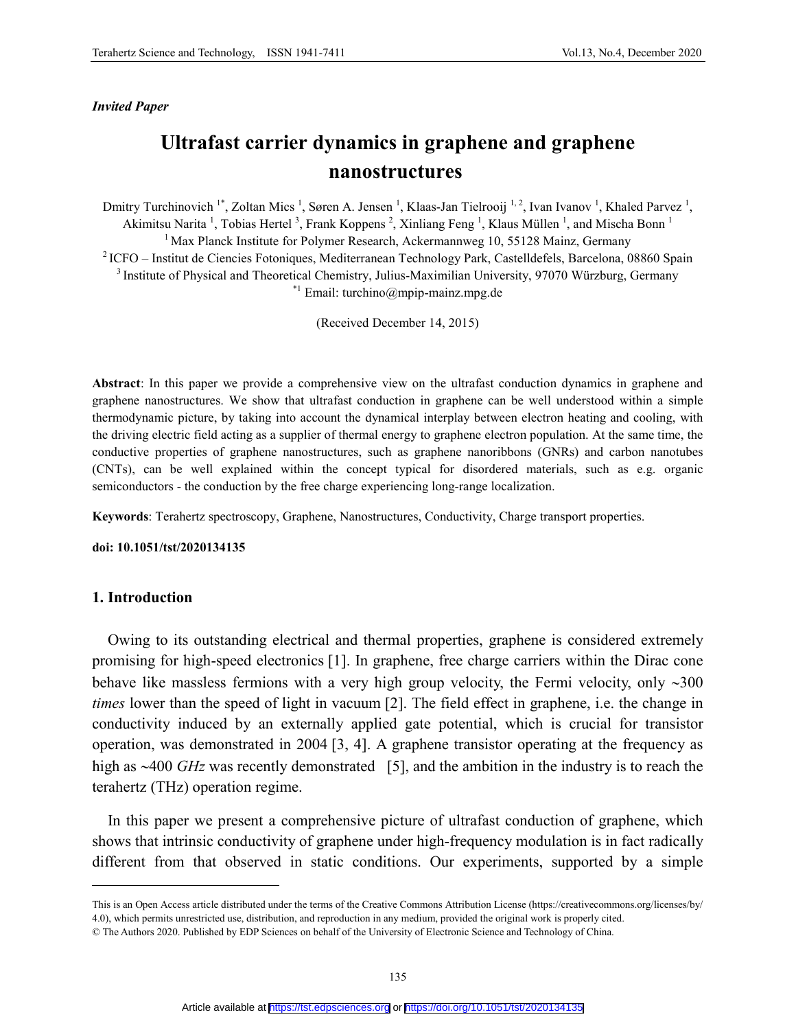*Invited Paper*

# Ultrafast carrier dynamics in graphene and graphene nanostructures

Dmitry Turchinovich [1*], Zoltan Mics [1], Søren A. Jensen [1], Klaas-Jan Tielrooij [1, 2], Ivan Ivanov [1], Khaled Parvez [1], Akimitsu Narita [1], Tobias Hertel [3], Frank Koppens [2], Xinliang Feng [1], Klaus Müllen [1], and Mischa Bonn [1]

[1] Max Planck Institute for Polymer Research, Ackermannweg 10, 55128 Mainz, Germany

[2] ICFO – Institut de Ciencies Fotoniques, Mediterranean Technology Park, Castelldefels, Barcelona, 08860 Spain

[3] Institute of Physical and Theoretical Chemistry, Julius-Maximilian University, 97070 Würzburg, Germany

[*1] Email: turchino@mpip-mainz.mpg.de

(Received December 14, 2015)

**Abstract**: In this paper we provide a comprehensive view on the ultrafast conduction dynamics in graphene and graphene nanostructures. We show that ultrafast conduction in graphene can be well understood within a simple thermodynamic picture, by taking into account the dynamical interplay between electron heating and cooling, with the driving electric field acting as a supplier of thermal energy to graphene electron population. At the same time, the conductive properties of graphene nanostructures, such as graphene nanoribbons (GNRs) and carbon nanotubes (CNTs), can be well explained within the concept typical for disordered materials, such as e.g. organic semiconductors - the conduction by the free charge experiencing long-range localization.

**Keywords**: Terahertz spectroscopy, Graphene, Nanostructures, Conductivity, Charge transport properties.

**doi: 10.1051/tst/2020134135**

## 1. Introduction

Owing to its outstanding electrical and thermal properties, graphene is considered extremely promising for high-speed electronics [1]. In graphene, free charge carriers within the Dirac cone behave like massless fermions with a very high group velocity, the Fermi velocity, only ~300 *times* lower than the speed of light in vacuum [2]. The field effect in graphene, i.e. the change in conductivity induced by an externally applied gate potential, which is crucial for transistor operation, was demonstrated in 2004 [3, 4]. A graphene transistor operating at the frequency as high as ~400 *GHz* was recently demonstrated [5], and the ambition in the industry is to reach the terahertz (THz) operation regime.

In this paper we present a comprehensive picture of ultrafast conduction of graphene, which shows that intrinsic conductivity of graphene under high-frequency modulation is in fact radically different from that observed in static conditions. Our experiments, supported by a simple

---

This is an Open Access article distributed under the terms of the Creative Commons Attribution License (https://creativecommons.org/licenses/by/4.0), which permits unrestricted use, distribution, and reproduction in any medium, provided the original work is properly cited.

© The Authors 2020. Published by EDP Sciences on behalf of the University of Electronic Science and Technology of China.

Article available at https://tst.edpsciences.org or https://doi.org/10.1051/tst/2020134135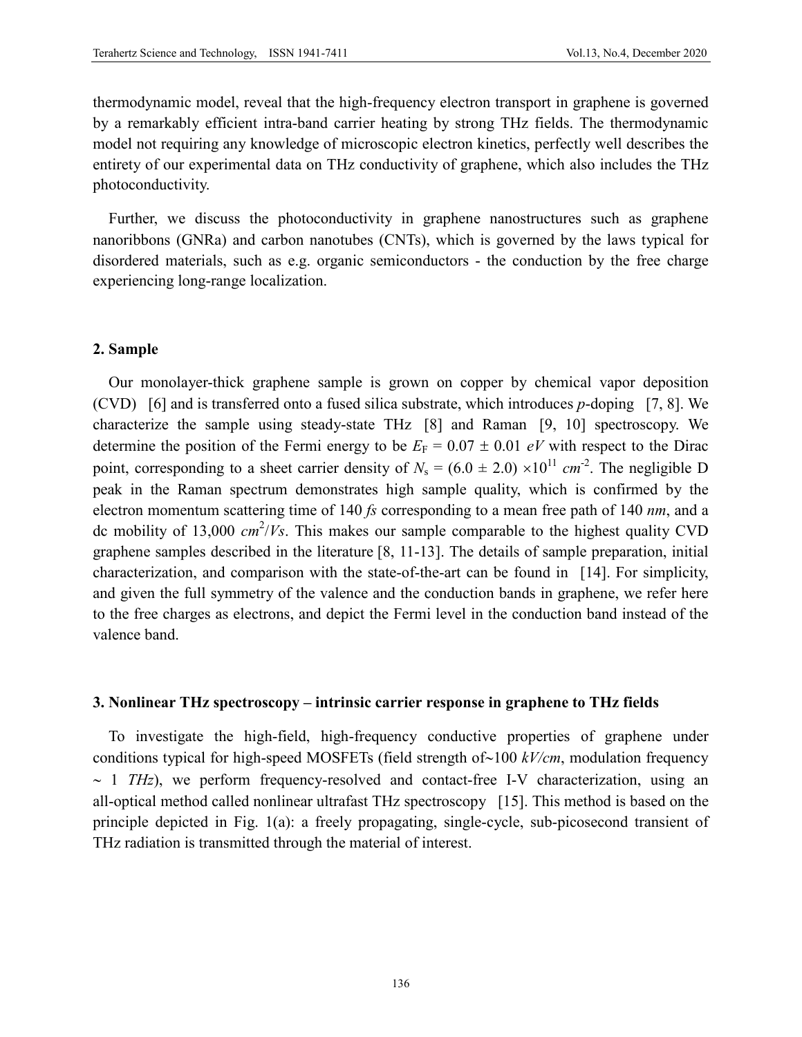thermodynamic model, reveal that the high-frequency electron transport in graphene is governed by a remarkably efficient intra-band carrier heating by strong THz fields. The thermodynamic model not requiring any knowledge of microscopic electron kinetics, perfectly well describes the entirety of our experimental data on THz conductivity of graphene, which also includes the THz photoconductivity.

Further, we discuss the photoconductivity in graphene nanostructures such as graphene nanoribbons (GNRa) and carbon nanotubes (CNTs), which is governed by the laws typical for disordered materials, such as e.g. organic semiconductors - the conduction by the free charge experiencing long-range localization.

## 2. Sample

Our monolayer-thick graphene sample is grown on copper by chemical vapor deposition (CVD) [6] and is transferred onto a fused silica substrate, which introduces *p*-doping [7, 8]. We characterize the sample using steady-state THz [8] and Raman [9, 10] spectroscopy. We determine the position of the Fermi energy to be $E_F = 0.07 \pm 0.01$ *eV* with respect to the Dirac point, corresponding to a sheet carrier density of $N_s = (6.0 \pm 2.0) \times 10^{11}$ $cm^{-2}$. The negligible D peak in the Raman spectrum demonstrates high sample quality, which is confirmed by the electron momentum scattering time of 140 *fs* corresponding to a mean free path of 140 *nm*, and a dc mobility of 13,000 $cm^2/Vs$. This makes our sample comparable to the highest quality CVD graphene samples described in the literature [8, 11-13]. The details of sample preparation, initial characterization, and comparison with the state-of-the-art can be found in [14]. For simplicity, and given the full symmetry of the valence and the conduction bands in graphene, we refer here to the free charges as electrons, and depict the Fermi level in the conduction band instead of the valence band.

## 3. Nonlinear THz spectroscopy – intrinsic carrier response in graphene to THz fields

To investigate the high-field, high-frequency conductive properties of graphene under conditions typical for high-speed MOSFETs (field strength of~100 *kV/cm*, modulation frequency ~ 1 *THz*), we perform frequency-resolved and contact-free I-V characterization, using an all-optical method called nonlinear ultrafast THz spectroscopy [15]. This method is based on the principle depicted in Fig. 1(a): a freely propagating, single-cycle, sub-picosecond transient of THz radiation is transmitted through the material of interest.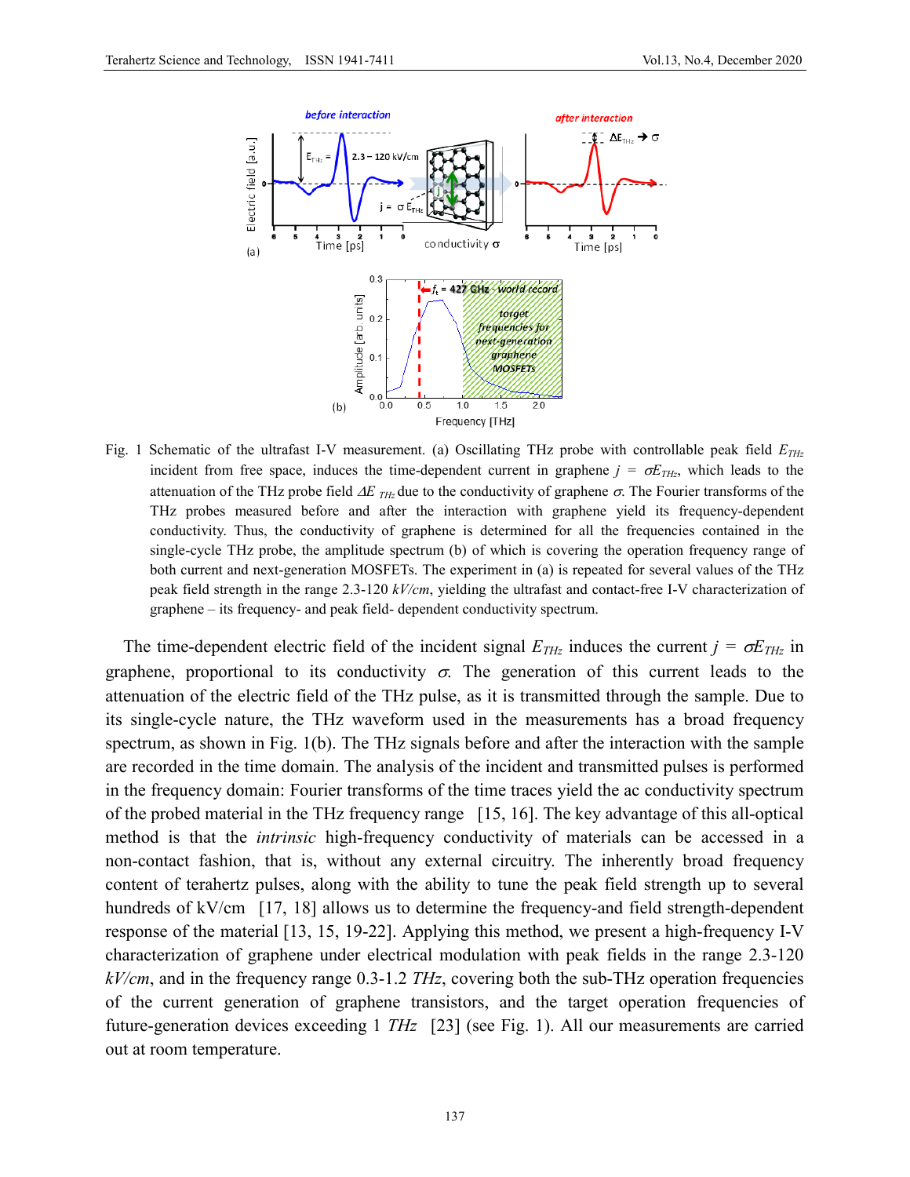Fig. 1 Schematic of the ultrafast I-V measurement. (a) Oscillating THz probe with controllable peak field $E_{THz}$ incident from free space, induces the time-dependent current in graphene $j = \sigma E_{THz}$, which leads to the attenuation of the THz probe field $\Delta E_{THz}$ due to the conductivity of graphene $\sigma$. The Fourier transforms of the THz probes measured before and after the interaction with graphene yield its frequency-dependent conductivity. Thus, the conductivity of graphene is determined for all the frequencies contained in the single-cycle THz probe, the amplitude spectrum (b) of which is covering the operation frequency range of both current and next-generation MOSFETs. The experiment in (a) is repeated for several values of the THz peak field strength in the range 2.3-120 *kV/cm*, yielding the ultrafast and contact-free I-V characterization of graphene – its frequency- and peak field- dependent conductivity spectrum.

The time-dependent electric field of the incident signal $E_{THz}$ induces the current $j = \sigma E_{THz}$ in graphene, proportional to its conductivity $\sigma$. The generation of this current leads to the attenuation of the electric field of the THz pulse, as it is transmitted through the sample. Due to its single-cycle nature, the THz waveform used in the measurements has a broad frequency spectrum, as shown in Fig. 1(b). The THz signals before and after the interaction with the sample are recorded in the time domain. The analysis of the incident and transmitted pulses is performed in the frequency domain: Fourier transforms of the time traces yield the ac conductivity spectrum of the probed material in the THz frequency range [15, 16]. The key advantage of this all-optical method is that the *intrinsic* high-frequency conductivity of materials can be accessed in a non-contact fashion, that is, without any external circuitry. The inherently broad frequency content of terahertz pulses, along with the ability to tune the peak field strength up to several hundreds of kV/cm [17, 18] allows us to determine the frequency-and field strength-dependent response of the material [13, 15, 19-22]. Applying this method, we present a high-frequency I-V characterization of graphene under electrical modulation with peak fields in the range 2.3-120 *kV/cm*, and in the frequency range 0.3-1.2 *THz*, covering both the sub-THz operation frequencies of the current generation of graphene transistors, and the target operation frequencies of future-generation devices exceeding 1 *THz* [23] (see Fig. 1). All our measurements are carried out at room temperature.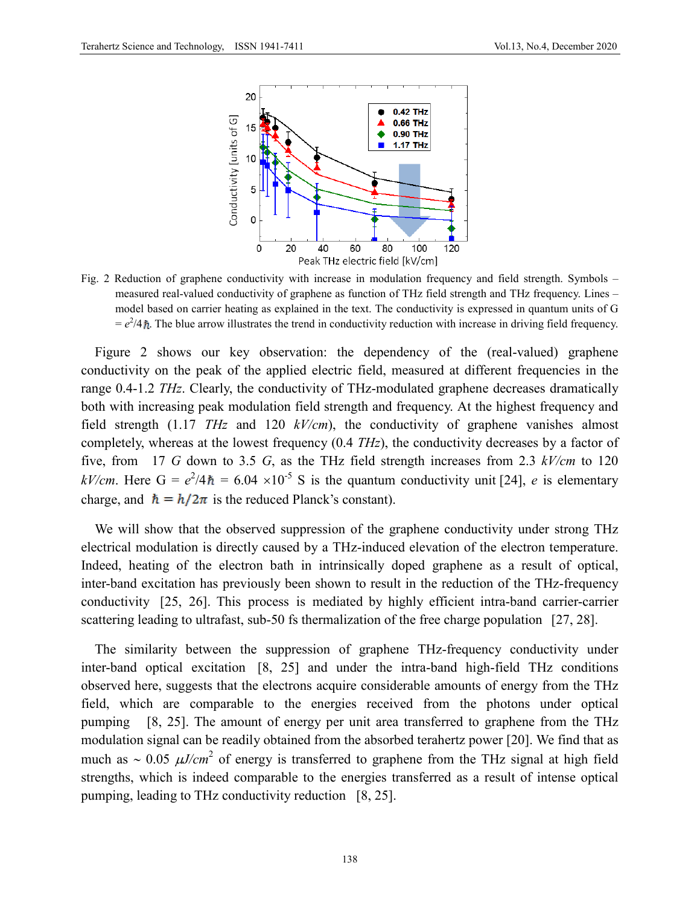Fig. 2 Reduction of graphene conductivity with increase in modulation frequency and field strength. Symbols – measured real-valued conductivity of graphene as function of THz field strength and THz frequency. Lines – model based on carrier heating as explained in the text. The conductivity is expressed in quantum units of G = $e^2/4\hbar$. The blue arrow illustrates the trend in conductivity reduction with increase in driving field frequency.

Figure 2 shows our key observation: the dependency of the (real-valued) graphene conductivity on the peak of the applied electric field, measured at different frequencies in the range 0.4-1.2 *THz*. Clearly, the conductivity of THz-modulated graphene decreases dramatically both with increasing peak modulation field strength and frequency. At the highest frequency and field strength (1.17 *THz* and 120 *kV/cm*), the conductivity of graphene vanishes almost completely, whereas at the lowest frequency (0.4 *THz*), the conductivity decreases by a factor of five, from 17 *G* down to 3.5 *G*, as the THz field strength increases from 2.3 *kV/cm* to 120 *kV/cm*. Here G = $e^2/4\hbar$ = 6.04 $\times 10^{-5}$ S is the quantum conductivity unit [24], $e$ is elementary charge, and $\hbar = h/2\pi$ is the reduced Planck's constant).

We will show that the observed suppression of the graphene conductivity under strong THz electrical modulation is directly caused by a THz-induced elevation of the electron temperature. Indeed, heating of the electron bath in intrinsically doped graphene as a result of optical, inter-band excitation has previously been shown to result in the reduction of the THz-frequency conductivity [25, 26]. This process is mediated by highly efficient intra-band carrier-carrier scattering leading to ultrafast, sub-50 fs thermalization of the free charge population [27, 28].

The similarity between the suppression of graphene THz-frequency conductivity under inter-band optical excitation [8, 25] and under the intra-band high-field THz conditions observed here, suggests that the electrons acquire considerable amounts of energy from the THz field, which are comparable to the energies received from the photons under optical pumping [8, 25]. The amount of energy per unit area transferred to graphene from the THz modulation signal can be readily obtained from the absorbed terahertz power [20]. We find that as much as ~ 0.05 $\mu J/cm^2$ of energy is transferred to graphene from the THz signal at high field strengths, which is indeed comparable to the energies transferred as a result of intense optical pumping, leading to THz conductivity reduction [8, 25].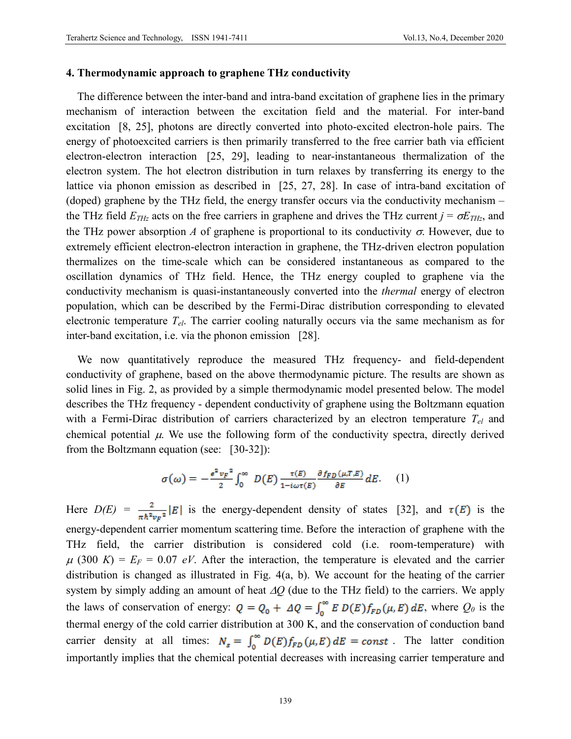### 4. Thermodynamic approach to graphene THz conductivity

The difference between the inter-band and intra-band excitation of graphene lies in the primary mechanism of interaction between the excitation field and the material. For inter-band excitation [8, 25], photons are directly converted into photo-excited electron-hole pairs. The energy of photoexcited carriers is then primarily transferred to the free carrier bath via efficient electron-electron interaction [25, 29], leading to near-instantaneous thermalization of the electron system. The hot electron distribution in turn relaxes by transferring its energy to the lattice via phonon emission as described in [25, 27, 28]. In case of intra-band excitation of (doped) graphene by the THz field, the energy transfer occurs via the conductivity mechanism – the THz field $E_{THz}$ acts on the free carriers in graphene and drives the THz current $j = \sigma E_{THz}$, and the THz power absorption $A$ of graphene is proportional to its conductivity $\sigma$. However, due to extremely efficient electron-electron interaction in graphene, the THz-driven electron population thermalizes on the time-scale which can be considered instantaneous as compared to the oscillation dynamics of THz field. Hence, the THz energy coupled to graphene via the conductivity mechanism is quasi-instantaneously converted into the *thermal* energy of electron population, which can be described by the Fermi-Dirac distribution corresponding to elevated electronic temperature $T_{el}$. The carrier cooling naturally occurs via the same mechanism as for inter-band excitation, i.e. via the phonon emission [28].

We now quantitatively reproduce the measured THz frequency- and field-dependent conductivity of graphene, based on the above thermodynamic picture. The results are shown as solid lines in Fig. 2, as provided by a simple thermodynamic model presented below. The model describes the THz frequency - dependent conductivity of graphene using the Boltzmann equation with a Fermi-Dirac distribution of carriers characterized by an electron temperature $T_{el}$ and chemical potential $\mu$. We use the following form of the conductivity spectra, directly derived from the Boltzmann equation (see: [30-32]):

$$\sigma(\omega) = -\frac{e^2 v_F{}^2}{2}\int_0^\infty D(E)\,\frac{\tau(E)}{1-i\omega\tau(E)}\,\frac{\partial f_{FD}(\mu,T,E)}{\partial E}\,dE. \quad (1)$$

Here $D(E) = \frac{2}{\pi\hbar^2 v_F{}^2}|E|$ is the energy-dependent density of states [32], and $\tau(E)$ is the energy-dependent carrier momentum scattering time. Before the interaction of graphene with the THz field, the carrier distribution is considered cold (i.e. room-temperature) with $\mu$ (300 $K$) = $E_F$ = 0.07 $eV$. After the interaction, the temperature is elevated and the carrier distribution is changed as illustrated in Fig. 4(a, b). We account for the heating of the carrier system by simply adding an amount of heat $\Delta Q$ (due to the THz field) to the carriers. We apply the laws of conservation of energy: $Q = Q_0 + \Delta Q = \int_0^\infty E\, D(E) f_{FD}(\mu, E)\, dE$, where $Q_0$ is the thermal energy of the cold carrier distribution at 300 K, and the conservation of conduction band carrier density at all times: $N_s = \int_0^\infty D(E) f_{FD}(\mu, E)\, dE = const$. The latter condition importantly implies that the chemical potential decreases with increasing carrier temperature and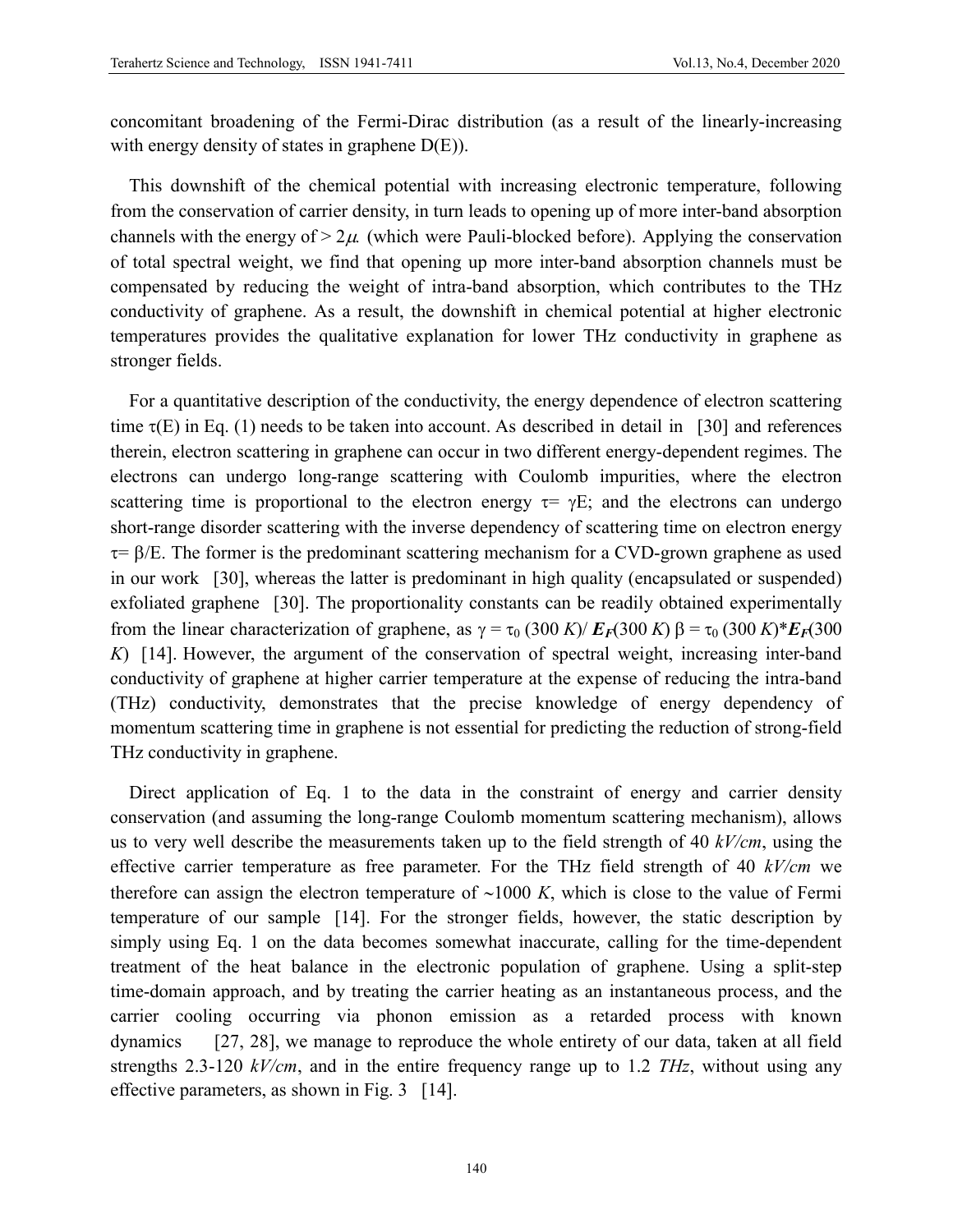concomitant broadening of the Fermi-Dirac distribution (as a result of the linearly-increasing with energy density of states in graphene D(E)).

This downshift of the chemical potential with increasing electronic temperature, following from the conservation of carrier density, in turn leads to opening up of more inter-band absorption channels with the energy of $> 2\mu$ (which were Pauli-blocked before). Applying the conservation of total spectral weight, we find that opening up more inter-band absorption channels must be compensated by reducing the weight of intra-band absorption, which contributes to the THz conductivity of graphene. As a result, the downshift in chemical potential at higher electronic temperatures provides the qualitative explanation for lower THz conductivity in graphene as stronger fields.

For a quantitative description of the conductivity, the energy dependence of electron scattering time $\tau(E)$ in Eq. (1) needs to be taken into account. As described in detail in [30] and references therein, electron scattering in graphene can occur in two different energy-dependent regimes. The electrons can undergo long-range scattering with Coulomb impurities, where the electron scattering time is proportional to the electron energy $\tau = \gamma E$; and the electrons can undergo short-range disorder scattering with the inverse dependency of scattering time on electron energy $\tau = \beta/E$. The former is the predominant scattering mechanism for a CVD-grown graphene as used in our work [30], whereas the latter is predominant in high quality (encapsulated or suspended) exfoliated graphene [30]. The proportionality constants can be readily obtained experimentally from the linear characterization of graphene, as $\gamma = \tau_0\,(300\,K)/\,\boldsymbol{E_F}(300\,K)$ $\beta = \tau_0\,(300\,K)*\boldsymbol{E_F}(300\,K)$ [14]. However, the argument of the conservation of spectral weight, increasing inter-band conductivity of graphene at higher carrier temperature at the expense of reducing the intra-band (THz) conductivity, demonstrates that the precise knowledge of energy dependency of momentum scattering time in graphene is not essential for predicting the reduction of strong-field THz conductivity in graphene.

Direct application of Eq. 1 to the data in the constraint of energy and carrier density conservation (and assuming the long-range Coulomb momentum scattering mechanism), allows us to very well describe the measurements taken up to the field strength of 40 *kV/cm*, using the effective carrier temperature as free parameter. For the THz field strength of 40 *kV/cm* we therefore can assign the electron temperature of ~1000 *K*, which is close to the value of Fermi temperature of our sample [14]. For the stronger fields, however, the static description by simply using Eq. 1 on the data becomes somewhat inaccurate, calling for the time-dependent treatment of the heat balance in the electronic population of graphene. Using a split-step time-domain approach, and by treating the carrier heating as an instantaneous process, and the carrier cooling occurring via phonon emission as a retarded process with known dynamics [27, 28], we manage to reproduce the whole entirety of our data, taken at all field strengths 2.3-120 *kV/cm*, and in the entire frequency range up to 1.2 *THz*, without using any effective parameters, as shown in Fig. 3 [14].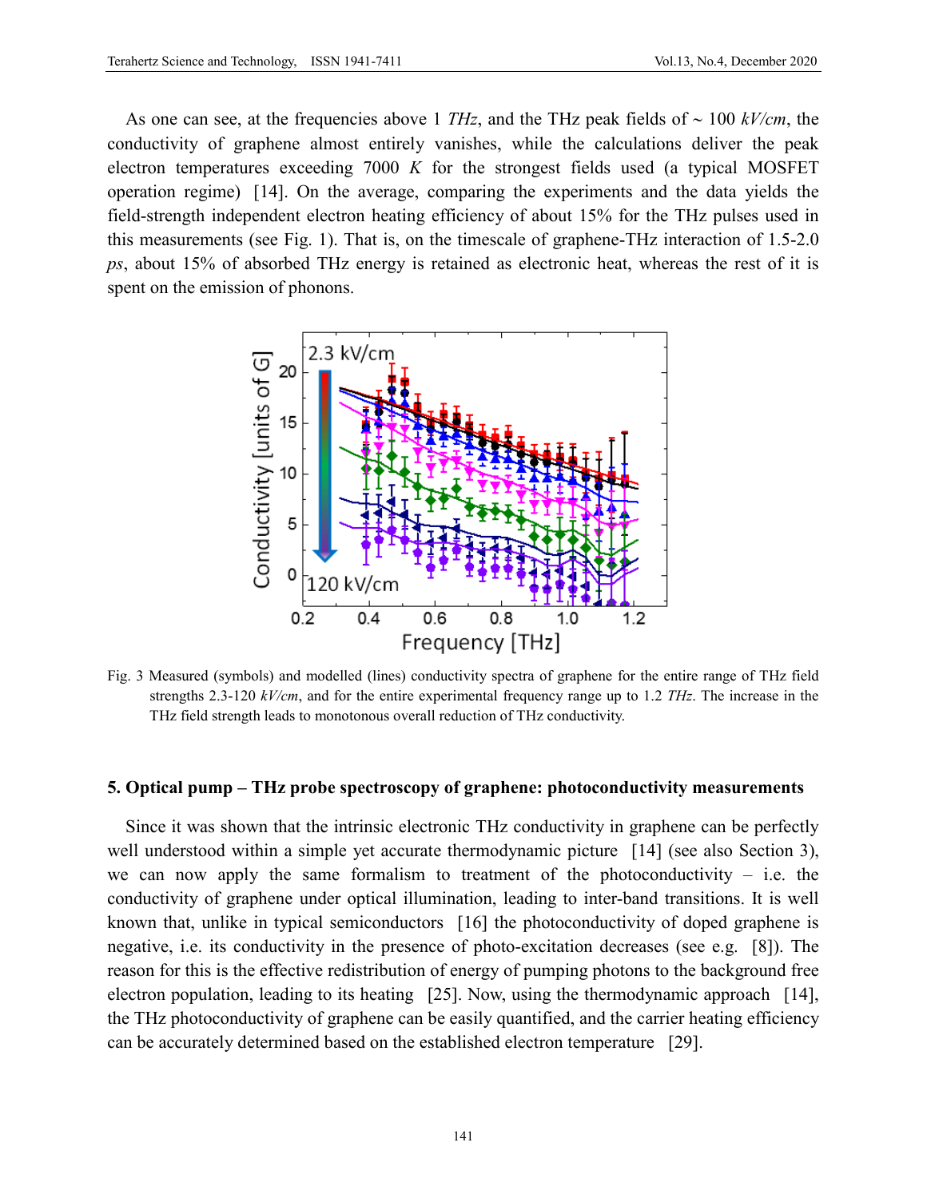As one can see, at the frequencies above 1 *THz*, and the THz peak fields of ~ 100 *kV/cm*, the conductivity of graphene almost entirely vanishes, while the calculations deliver the peak electron temperatures exceeding 7000 *K* for the strongest fields used (a typical MOSFET operation regime) [14]. On the average, comparing the experiments and the data yields the field-strength independent electron heating efficiency of about 15% for the THz pulses used in this measurements (see Fig. 1). That is, on the timescale of graphene-THz interaction of 1.5-2.0 *ps*, about 15% of absorbed THz energy is retained as electronic heat, whereas the rest of it is spent on the emission of phonons.

Fig. 3 Measured (symbols) and modelled (lines) conductivity spectra of graphene for the entire range of THz field strengths 2.3-120 *kV/cm*, and for the entire experimental frequency range up to 1.2 *THz*. The increase in the THz field strength leads to monotonous overall reduction of THz conductivity.

## 5. Optical pump – THz probe spectroscopy of graphene: photoconductivity measurements

Since it was shown that the intrinsic electronic THz conductivity in graphene can be perfectly well understood within a simple yet accurate thermodynamic picture [14] (see also Section 3), we can now apply the same formalism to treatment of the photoconductivity – i.e. the conductivity of graphene under optical illumination, leading to inter-band transitions. It is well known that, unlike in typical semiconductors [16] the photoconductivity of doped graphene is negative, i.e. its conductivity in the presence of photo-excitation decreases (see e.g. [8]). The reason for this is the effective redistribution of energy of pumping photons to the background free electron population, leading to its heating [25]. Now, using the thermodynamic approach [14], the THz photoconductivity of graphene can be easily quantified, and the carrier heating efficiency can be accurately determined based on the established electron temperature [29].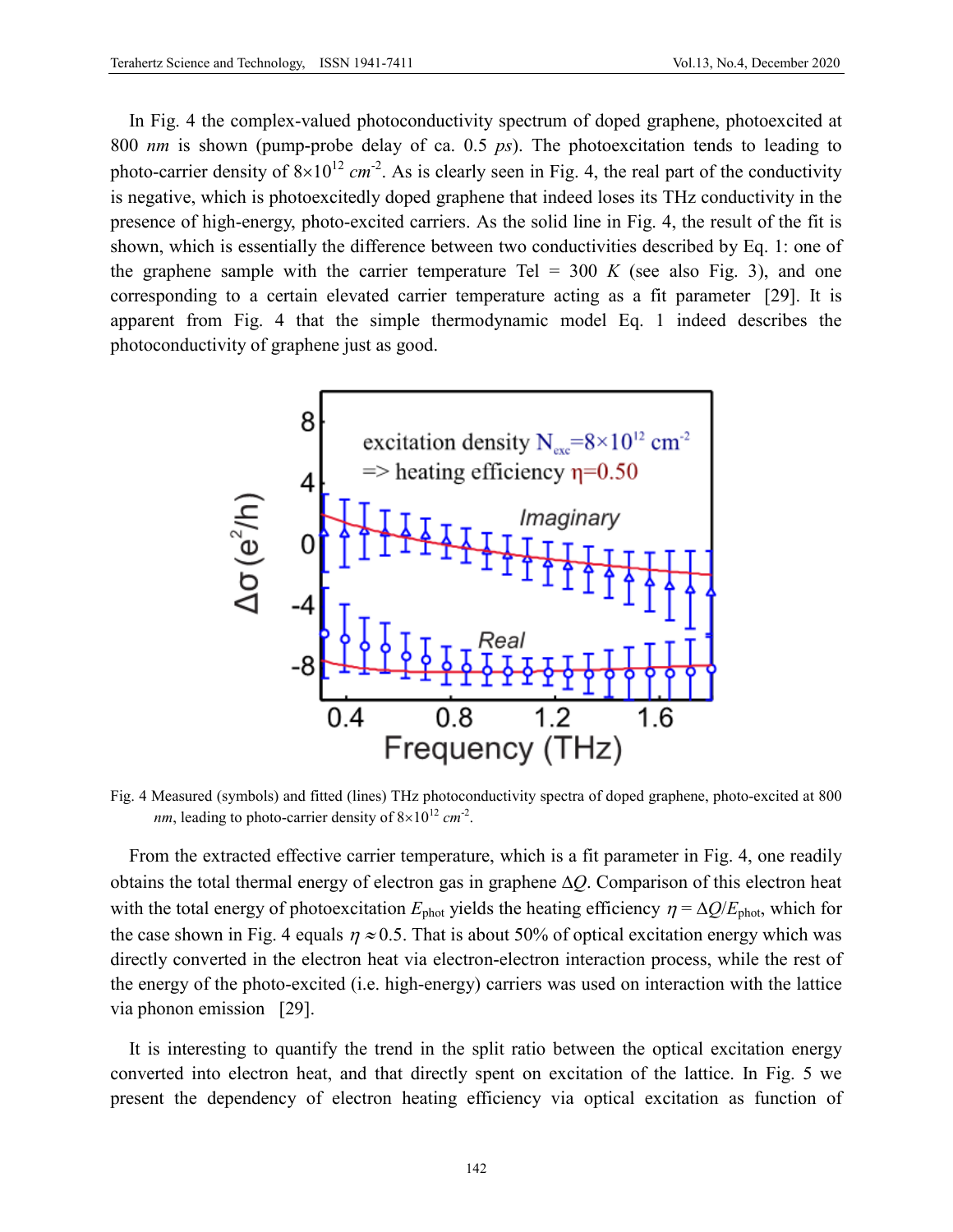In Fig. 4 the complex-valued photoconductivity spectrum of doped graphene, photoexcited at 800 *nm* is shown (pump-probe delay of ca. 0.5 *ps*). The photoexcitation tends to leading to photo-carrier density of $8\times10^{12}$ $cm^{-2}$. As is clearly seen in Fig. 4, the real part of the conductivity is negative, which is photoexcitedly doped graphene that indeed loses its THz conductivity in the presence of high-energy, photo-excited carriers. As the solid line in Fig. 4, the result of the fit is shown, which is essentially the difference between two conductivities described by Eq. 1: one of the graphene sample with the carrier temperature Tel = 300 *K* (see also Fig. 3), and one corresponding to a certain elevated carrier temperature acting as a fit parameter [29]. It is apparent from Fig. 4 that the simple thermodynamic model Eq. 1 indeed describes the photoconductivity of graphene just as good.

Fig. 4 Measured (symbols) and fitted (lines) THz photoconductivity spectra of doped graphene, photo-excited at 800 *nm*, leading to photo-carrier density of $8\times10^{12}$ $cm^{-2}$.

From the extracted effective carrier temperature, which is a fit parameter in Fig. 4, one readily obtains the total thermal energy of electron gas in graphene $\Delta Q$. Comparison of this electron heat with the total energy of photoexcitation $E_{\text{phot}}$ yields the heating efficiency $\eta = \Delta Q/E_{\text{phot}}$, which for the case shown in Fig. 4 equals $\eta \approx 0.5$. That is about 50% of optical excitation energy which was directly converted in the electron heat via electron-electron interaction process, while the rest of the energy of the photo-excited (i.e. high-energy) carriers was used on interaction with the lattice via phonon emission [29].

It is interesting to quantify the trend in the split ratio between the optical excitation energy converted into electron heat, and that directly spent on excitation of the lattice. In Fig. 5 we present the dependency of electron heating efficiency via optical excitation as function of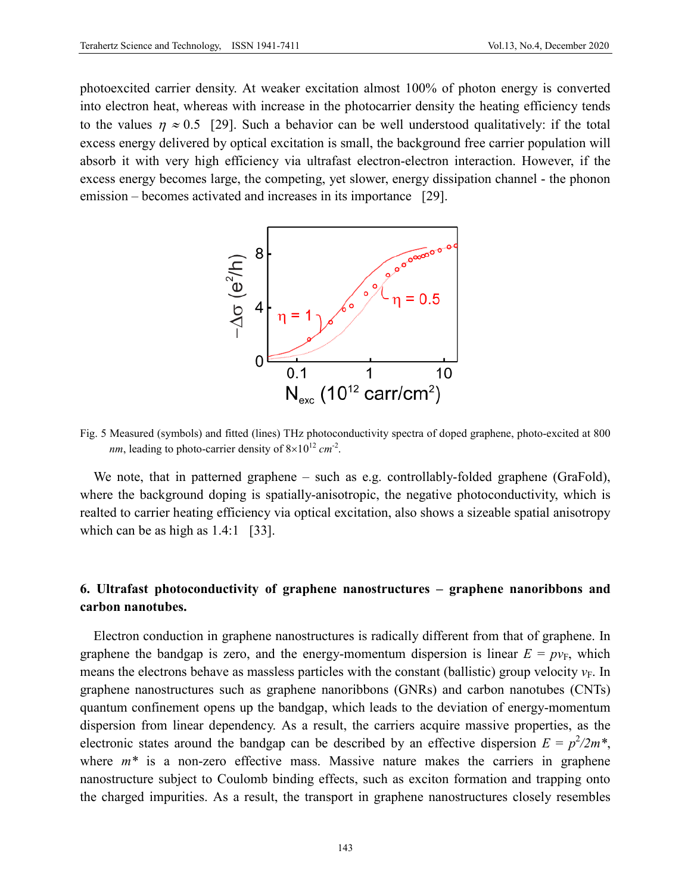photoexcited carrier density. At weaker excitation almost 100% of photon energy is converted into electron heat, whereas with increase in the photocarrier density the heating efficiency tends to the values $\eta \approx 0.5$ [29]. Such a behavior can be well understood qualitatively: if the total excess energy delivered by optical excitation is small, the background free carrier population will absorb it with very high efficiency via ultrafast electron-electron interaction. However, if the excess energy becomes large, the competing, yet slower, energy dissipation channel - the phonon emission – becomes activated and increases in its importance [29].

Fig. 5 Measured (symbols) and fitted (lines) THz photoconductivity spectra of doped graphene, photo-excited at 800 *nm*, leading to photo-carrier density of $8\times10^{12}$ $cm^{-2}$.

We note, that in patterned graphene – such as e.g. controllably-folded graphene (GraFold), where the background doping is spatially-anisotropic, the negative photoconductivity, which is realted to carrier heating efficiency via optical excitation, also shows a sizeable spatial anisotropy which can be as high as 1.4:1 [33].

## 6. Ultrafast photoconductivity of graphene nanostructures – graphene nanoribbons and carbon nanotubes.

Electron conduction in graphene nanostructures is radically different from that of graphene. In graphene the bandgap is zero, and the energy-momentum dispersion is linear $E = pv_F$, which means the electrons behave as massless particles with the constant (ballistic) group velocity $v_F$. In graphene nanostructures such as graphene nanoribbons (GNRs) and carbon nanotubes (CNTs) quantum confinement opens up the bandgap, which leads to the deviation of energy-momentum dispersion from linear dependency. As a result, the carriers acquire massive properties, as the electronic states around the bandgap can be described by an effective dispersion $E = p^2/2m^*$, where $m^*$ is a non-zero effective mass. Massive nature makes the carriers in graphene nanostructure subject to Coulomb binding effects, such as exciton formation and trapping onto the charged impurities. As a result, the transport in graphene nanostructures closely resembles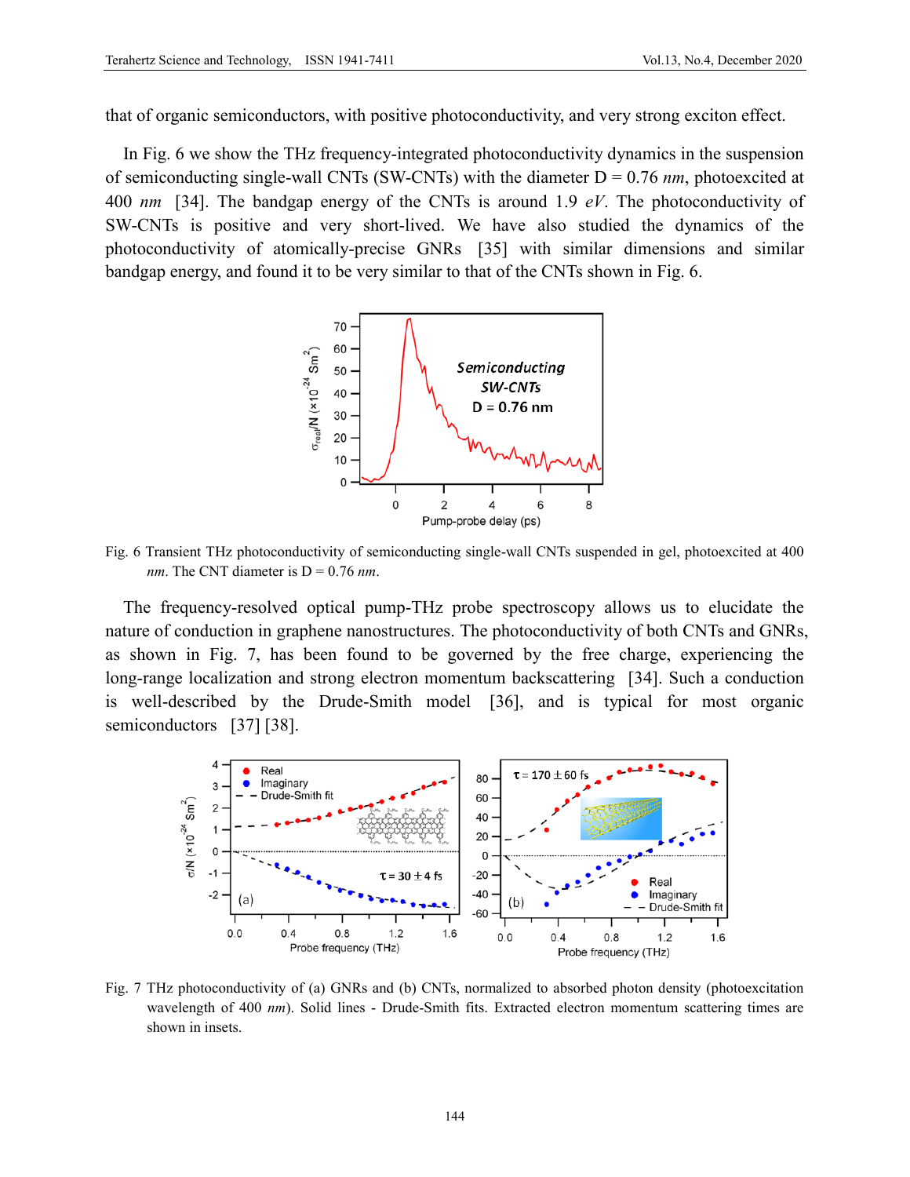that of organic semiconductors, with positive photoconductivity, and very strong exciton effect.

In Fig. 6 we show the THz frequency-integrated photoconductivity dynamics in the suspension of semiconducting single-wall CNTs (SW-CNTs) with the diameter D = 0.76 *nm*, photoexcited at 400 *nm* [34]. The bandgap energy of the CNTs is around 1.9 *eV*. The photoconductivity of SW-CNTs is positive and very short-lived. We have also studied the dynamics of the photoconductivity of atomically-precise GNRs [35] with similar dimensions and similar bandgap energy, and found it to be very similar to that of the CNTs shown in Fig. 6.

Fig. 6 Transient THz photoconductivity of semiconducting single-wall CNTs suspended in gel, photoexcited at 400 *nm*. The CNT diameter is D = 0.76 *nm*.

The frequency-resolved optical pump-THz probe spectroscopy allows us to elucidate the nature of conduction in graphene nanostructures. The photoconductivity of both CNTs and GNRs, as shown in Fig. 7, has been found to be governed by the free charge, experiencing the long-range localization and strong electron momentum backscattering [34]. Such a conduction is well-described by the Drude-Smith model [36], and is typical for most organic semiconductors [37] [38].

Fig. 7 THz photoconductivity of (a) GNRs and (b) CNTs, normalized to absorbed photon density (photoexcitation wavelength of 400 *nm*). Solid lines - Drude-Smith fits. Extracted electron momentum scattering times are shown in insets.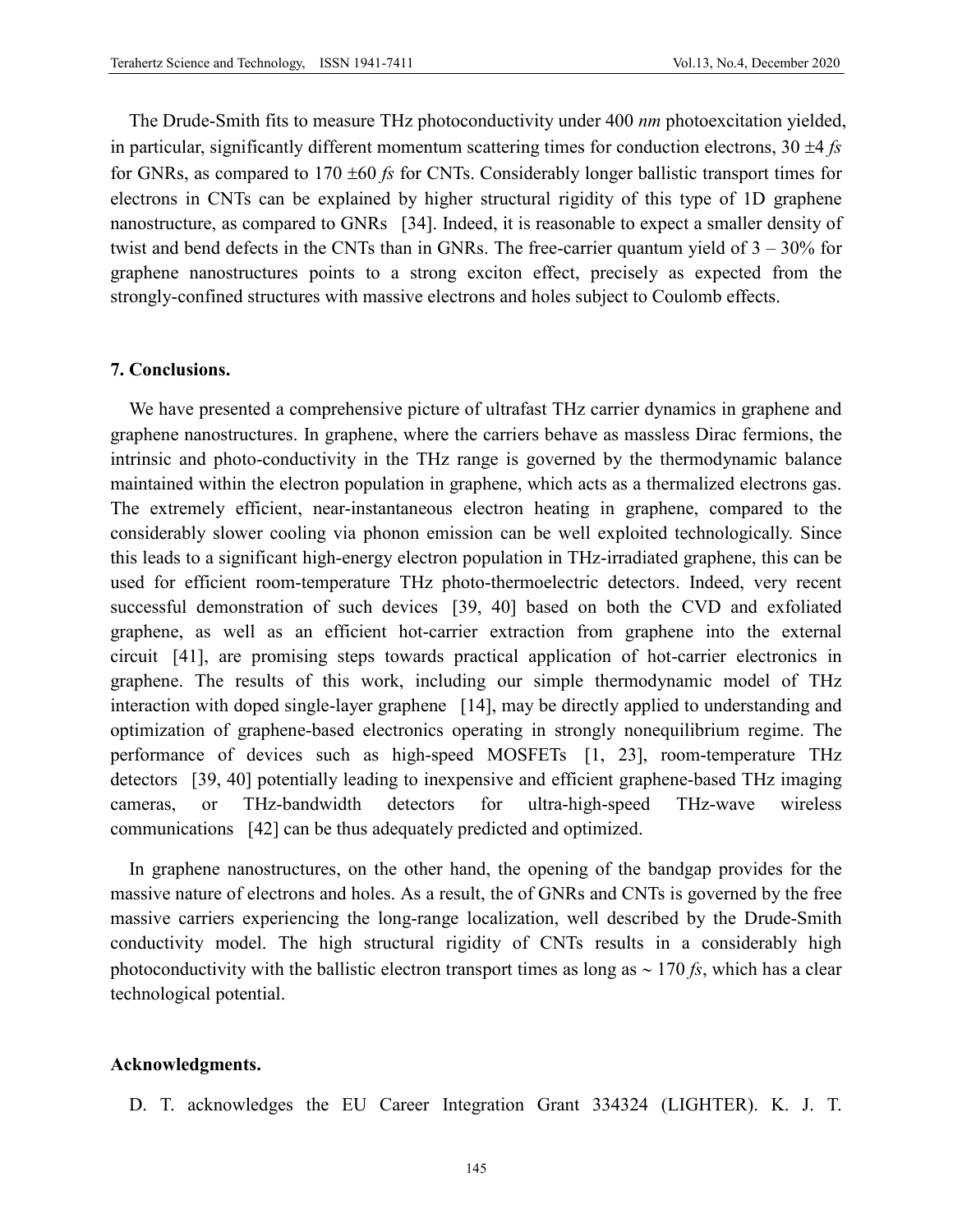The Drude-Smith fits to measure THz photoconductivity under 400 *nm* photoexcitation yielded, in particular, significantly different momentum scattering times for conduction electrons, 30 ±4 *fs* for GNRs, as compared to 170 ±60 *fs* for CNTs. Considerably longer ballistic transport times for electrons in CNTs can be explained by higher structural rigidity of this type of 1D graphene nanostructure, as compared to GNRs [34]. Indeed, it is reasonable to expect a smaller density of twist and bend defects in the CNTs than in GNRs. The free-carrier quantum yield of 3 – 30% for graphene nanostructures points to a strong exciton effect, precisely as expected from the strongly-confined structures with massive electrons and holes subject to Coulomb effects.

## 7. Conclusions.

We have presented a comprehensive picture of ultrafast THz carrier dynamics in graphene and graphene nanostructures. In graphene, where the carriers behave as massless Dirac fermions, the intrinsic and photo-conductivity in the THz range is governed by the thermodynamic balance maintained within the electron population in graphene, which acts as a thermalized electrons gas. The extremely efficient, near-instantaneous electron heating in graphene, compared to the considerably slower cooling via phonon emission can be well exploited technologically. Since this leads to a significant high-energy electron population in THz-irradiated graphene, this can be used for efficient room-temperature THz photo-thermoelectric detectors. Indeed, very recent successful demonstration of such devices [39, 40] based on both the CVD and exfoliated graphene, as well as an efficient hot-carrier extraction from graphene into the external circuit [41], are promising steps towards practical application of hot-carrier electronics in graphene. The results of this work, including our simple thermodynamic model of THz interaction with doped single-layer graphene [14], may be directly applied to understanding and optimization of graphene-based electronics operating in strongly nonequilibrium regime. The performance of devices such as high-speed MOSFETs [1, 23], room-temperature THz detectors [39, 40] potentially leading to inexpensive and efficient graphene-based THz imaging cameras, or THz-bandwidth detectors for ultra-high-speed THz-wave wireless communications [42] can be thus adequately predicted and optimized.

In graphene nanostructures, on the other hand, the opening of the bandgap provides for the massive nature of electrons and holes. As a result, the of GNRs and CNTs is governed by the free massive carriers experiencing the long-range localization, well described by the Drude-Smith conductivity model. The high structural rigidity of CNTs results in a considerably high photoconductivity with the ballistic electron transport times as long as ~ 170 *fs*, which has a clear technological potential.

## Acknowledgments.

D. T. acknowledges the EU Career Integration Grant 334324 (LIGHTER). K. J. T.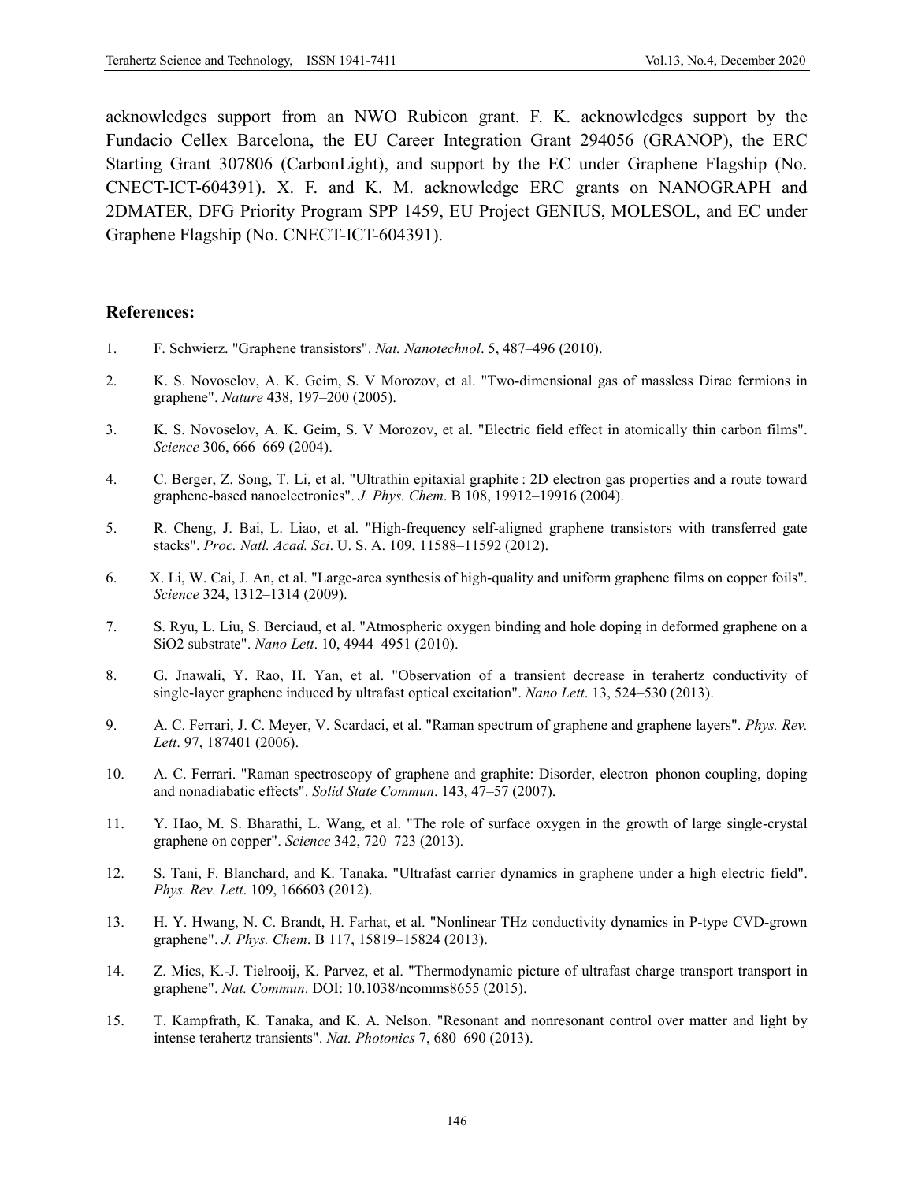acknowledges support from an NWO Rubicon grant. F. K. acknowledges support by the Fundacio Cellex Barcelona, the EU Career Integration Grant 294056 (GRANOP), the ERC Starting Grant 307806 (CarbonLight), and support by the EC under Graphene Flagship (No. CNECT-ICT-604391). X. F. and K. M. acknowledge ERC grants on NANOGRAPH and 2DMATER, DFG Priority Program SPP 1459, EU Project GENIUS, MOLESOL, and EC under Graphene Flagship (No. CNECT-ICT-604391).

## References:

1. F. Schwierz. "Graphene transistors". *Nat. Nanotechnol*. 5, 487–496 (2010).

2. K. S. Novoselov, A. K. Geim, S. V Morozov, et al. "Two-dimensional gas of massless Dirac fermions in graphene". *Nature* 438, 197–200 (2005).

3. K. S. Novoselov, A. K. Geim, S. V Morozov, et al. "Electric field effect in atomically thin carbon films". *Science* 306, 666–669 (2004).

4. C. Berger, Z. Song, T. Li, et al. "Ultrathin epitaxial graphite : 2D electron gas properties and a route toward graphene-based nanoelectronics". *J. Phys. Chem*. B 108, 19912–19916 (2004).

5. R. Cheng, J. Bai, L. Liao, et al. "High-frequency self-aligned graphene transistors with transferred gate stacks". *Proc. Natl. Acad. Sci*. U. S. A. 109, 11588–11592 (2012).

6. X. Li, W. Cai, J. An, et al. "Large-area synthesis of high-quality and uniform graphene films on copper foils". *Science* 324, 1312–1314 (2009).

7. S. Ryu, L. Liu, S. Berciaud, et al. "Atmospheric oxygen binding and hole doping in deformed graphene on a SiO2 substrate". *Nano Lett*. 10, 4944–4951 (2010).

8. G. Jnawali, Y. Rao, H. Yan, et al. "Observation of a transient decrease in terahertz conductivity of single-layer graphene induced by ultrafast optical excitation". *Nano Lett*. 13, 524–530 (2013).

9. A. C. Ferrari, J. C. Meyer, V. Scardaci, et al. "Raman spectrum of graphene and graphene layers". *Phys. Rev. Lett*. 97, 187401 (2006).

10. A. C. Ferrari. "Raman spectroscopy of graphene and graphite: Disorder, electron–phonon coupling, doping and nonadiabatic effects". *Solid State Commun*. 143, 47–57 (2007).

11. Y. Hao, M. S. Bharathi, L. Wang, et al. "The role of surface oxygen in the growth of large single-crystal graphene on copper". *Science* 342, 720–723 (2013).

12. S. Tani, F. Blanchard, and K. Tanaka. "Ultrafast carrier dynamics in graphene under a high electric field". *Phys. Rev. Lett*. 109, 166603 (2012).

13. H. Y. Hwang, N. C. Brandt, H. Farhat, et al. "Nonlinear THz conductivity dynamics in P-type CVD-grown graphene". *J. Phys. Chem*. B 117, 15819–15824 (2013).

14. Z. Mics, K.-J. Tielrooij, K. Parvez, et al. "Thermodynamic picture of ultrafast charge transport transport in graphene". *Nat. Commun*. DOI: 10.1038/ncomms8655 (2015).

15. T. Kampfrath, K. Tanaka, and K. A. Nelson. "Resonant and nonresonant control over matter and light by intense terahertz transients". *Nat. Photonics* 7, 680–690 (2013).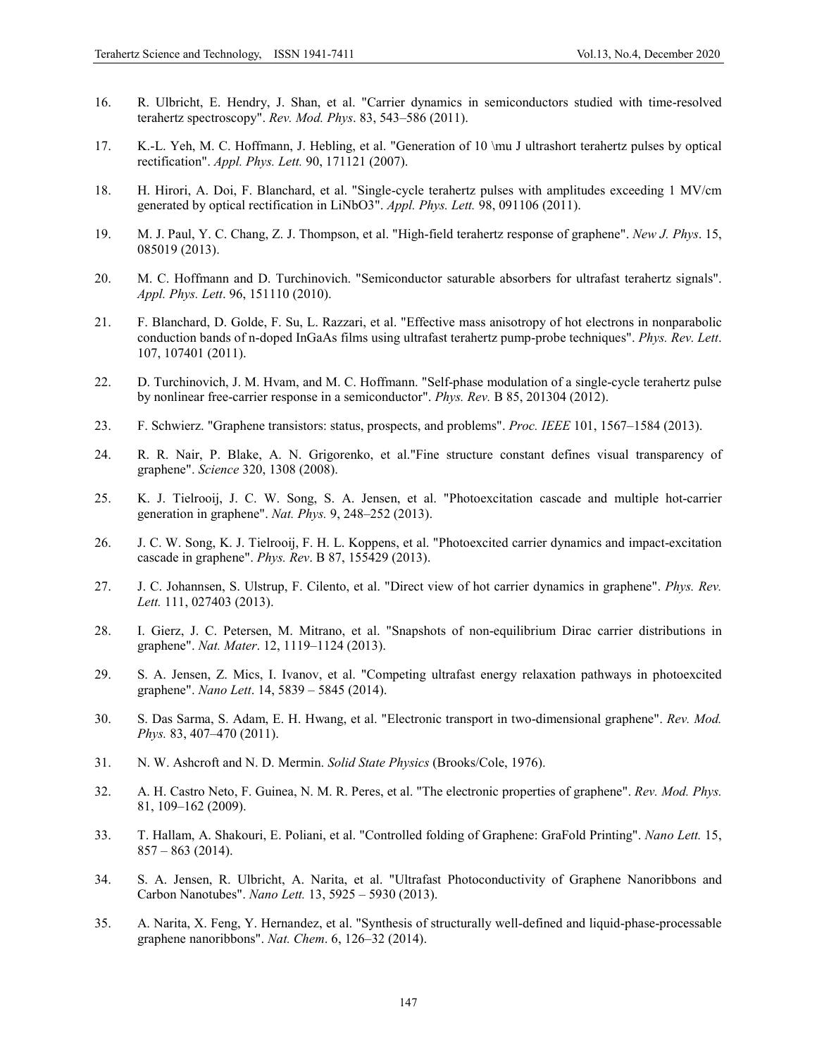16. R. Ulbricht, E. Hendry, J. Shan, et al. "Carrier dynamics in semiconductors studied with time-resolved terahertz spectroscopy". *Rev. Mod. Phys*. 83, 543–586 (2011).

17. K.-L. Yeh, M. C. Hoffmann, J. Hebling, et al. "Generation of 10 \mu J ultrashort terahertz pulses by optical rectification". *Appl. Phys. Lett.* 90, 171121 (2007).

18. H. Hirori, A. Doi, F. Blanchard, et al. "Single-cycle terahertz pulses with amplitudes exceeding 1 MV/cm generated by optical rectification in LiNbO3". *Appl. Phys. Lett.* 98, 091106 (2011).

19. M. J. Paul, Y. C. Chang, Z. J. Thompson, et al. "High-field terahertz response of graphene". *New J. Phys*. 15, 085019 (2013).

20. M. C. Hoffmann and D. Turchinovich. "Semiconductor saturable absorbers for ultrafast terahertz signals". *Appl. Phys. Lett*. 96, 151110 (2010).

21. F. Blanchard, D. Golde, F. Su, L. Razzari, et al. "Effective mass anisotropy of hot electrons in nonparabolic conduction bands of n-doped InGaAs films using ultrafast terahertz pump-probe techniques". *Phys. Rev. Lett*. 107, 107401 (2011).

22. D. Turchinovich, J. M. Hvam, and M. C. Hoffmann. "Self-phase modulation of a single-cycle terahertz pulse by nonlinear free-carrier response in a semiconductor". *Phys. Rev.* B 85, 201304 (2012).

23. F. Schwierz. "Graphene transistors: status, prospects, and problems". *Proc. IEEE* 101, 1567–1584 (2013).

24. R. R. Nair, P. Blake, A. N. Grigorenko, et al."Fine structure constant defines visual transparency of graphene". *Science* 320, 1308 (2008).

25. K. J. Tielrooij, J. C. W. Song, S. A. Jensen, et al. "Photoexcitation cascade and multiple hot-carrier generation in graphene". *Nat. Phys.* 9, 248–252 (2013).

26. J. C. W. Song, K. J. Tielrooij, F. H. L. Koppens, et al. "Photoexcited carrier dynamics and impact-excitation cascade in graphene". *Phys. Rev*. B 87, 155429 (2013).

27. J. C. Johannsen, S. Ulstrup, F. Cilento, et al. "Direct view of hot carrier dynamics in graphene". *Phys. Rev. Lett.* 111, 027403 (2013).

28. I. Gierz, J. C. Petersen, M. Mitrano, et al. "Snapshots of non-equilibrium Dirac carrier distributions in graphene". *Nat. Mater*. 12, 1119–1124 (2013).

29. S. A. Jensen, Z. Mics, I. Ivanov, et al. "Competing ultrafast energy relaxation pathways in photoexcited graphene". *Nano Lett*. 14, 5839 – 5845 (2014).

30. S. Das Sarma, S. Adam, E. H. Hwang, et al. "Electronic transport in two-dimensional graphene". *Rev. Mod. Phys.* 83, 407–470 (2011).

31. N. W. Ashcroft and N. D. Mermin. *Solid State Physics* (Brooks/Cole, 1976).

32. A. H. Castro Neto, F. Guinea, N. M. R. Peres, et al. "The electronic properties of graphene". *Rev. Mod. Phys.* 81, 109–162 (2009).

33. T. Hallam, A. Shakouri, E. Poliani, et al. "Controlled folding of Graphene: GraFold Printing". *Nano Lett.* 15, 857 – 863 (2014).

34. S. A. Jensen, R. Ulbricht, A. Narita, et al. "Ultrafast Photoconductivity of Graphene Nanoribbons and Carbon Nanotubes". *Nano Lett.* 13, 5925 – 5930 (2013).

35. A. Narita, X. Feng, Y. Hernandez, et al. "Synthesis of structurally well-defined and liquid-phase-processable graphene nanoribbons". *Nat. Chem*. 6, 126–32 (2014).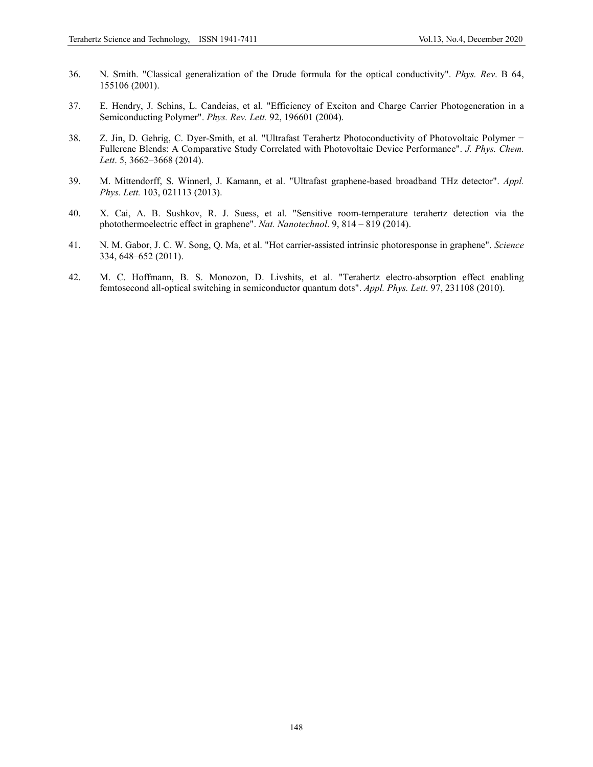36. N. Smith. "Classical generalization of the Drude formula for the optical conductivity". *Phys. Rev*. B 64, 155106 (2001).

37. E. Hendry, J. Schins, L. Candeias, et al. "Efficiency of Exciton and Charge Carrier Photogeneration in a Semiconducting Polymer". *Phys. Rev. Lett.* 92, 196601 (2004).

38. Z. Jin, D. Gehrig, C. Dyer-Smith, et al. "Ultrafast Terahertz Photoconductivity of Photovoltaic Polymer − Fullerene Blends: A Comparative Study Correlated with Photovoltaic Device Performance". *J. Phys. Chem. Lett*. 5, 3662–3668 (2014).

39. M. Mittendorff, S. Winnerl, J. Kamann, et al. "Ultrafast graphene-based broadband THz detector". *Appl. Phys. Lett.* 103, 021113 (2013).

40. X. Cai, A. B. Sushkov, R. J. Suess, et al. "Sensitive room-temperature terahertz detection via the photothermoelectric effect in graphene". *Nat. Nanotechnol*. 9, 814 – 819 (2014).

41. N. M. Gabor, J. C. W. Song, Q. Ma, et al. "Hot carrier-assisted intrinsic photoresponse in graphene". *Science* 334, 648–652 (2011).

42. M. C. Hoffmann, B. S. Monozon, D. Livshits, et al. "Terahertz electro-absorption effect enabling femtosecond all-optical switching in semiconductor quantum dots". *Appl. Phys. Lett*. 97, 231108 (2010).